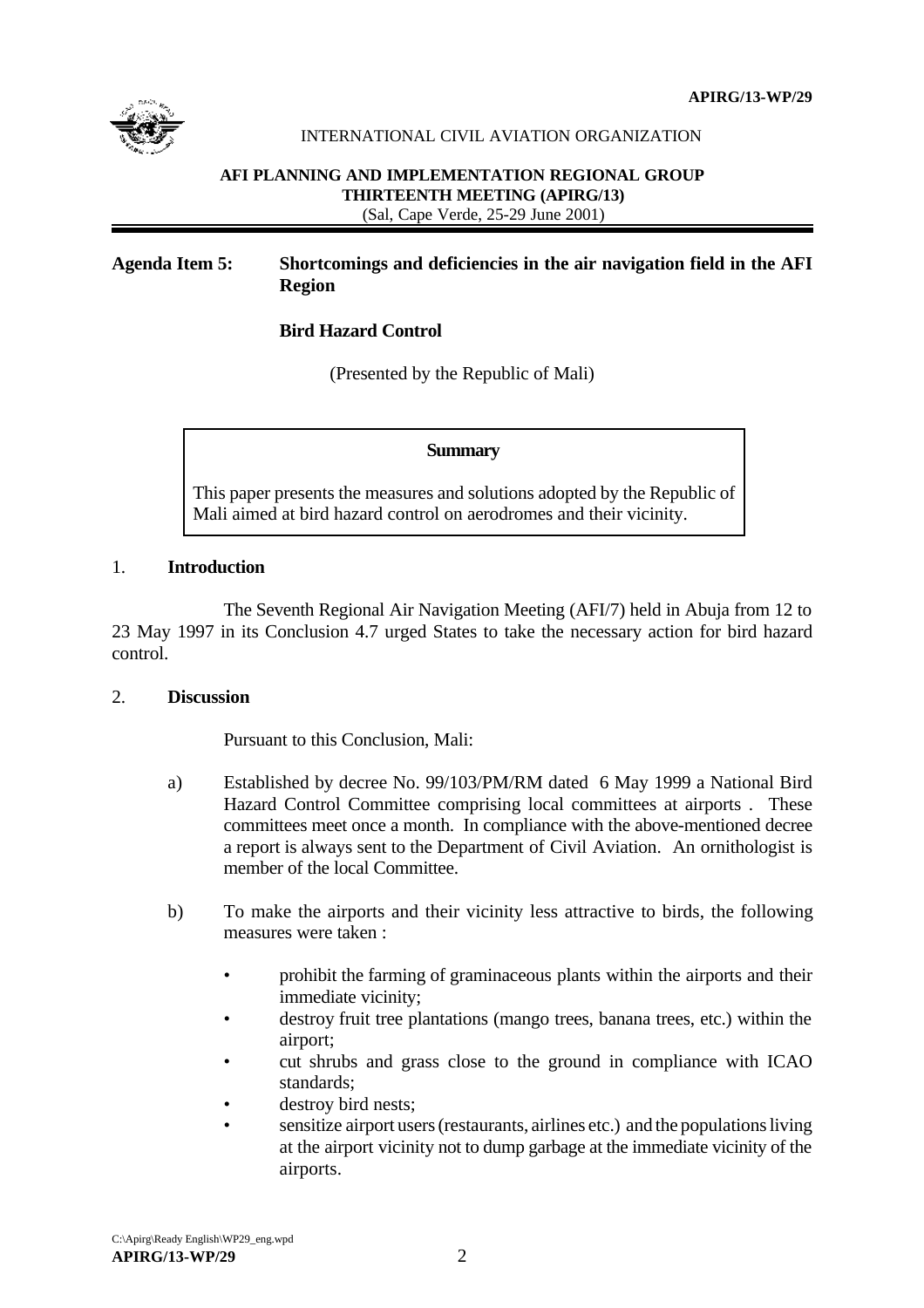APIRG/13-WP/29

INTERNATIONAL CIVIL AVIATION ORGANIZATION

**AFI PLANNING AND IMPLEMENTATION REGIONAL GROUP**
**THIRTEENTH MEETING (APIRG/13)**
(Sal, Cape Verde, 25-29 June 2001)

**Agenda Item 5: Shortcomings and deficiencies in the air navigation field in the AFI Region**

**Bird Hazard Control**

(Presented by the Republic of Mali)

**Summary**

This paper presents the measures and solutions adopted by the Republic of Mali aimed at bird hazard control on aerodromes and their vicinity.

## 1. Introduction

The Seventh Regional Air Navigation Meeting (AFI/7) held in Abuja from 12 to 23 May 1997 in its Conclusion 4.7 urged States to take the necessary action for bird hazard control.

## 2. Discussion

Pursuant to this Conclusion, Mali:

a) Established by decree No. 99/103/PM/RM dated 6 May 1999 a National Bird Hazard Control Committee comprising local committees at airports . These committees meet once a month. In compliance with the above-mentioned decree a report is always sent to the Department of Civil Aviation. An ornithologist is member of the local Committee.

b) To make the airports and their vicinity less attractive to birds, the following measures were taken :

- prohibit the farming of graminaceous plants within the airports and their immediate vicinity;
- destroy fruit tree plantations (mango trees, banana trees, etc.) within the airport;
- cut shrubs and grass close to the ground in compliance with ICAO standards;
- destroy bird nests;
- sensitize airport users (restaurants, airlines etc.) and the populations living at the airport vicinity not to dump garbage at the immediate vicinity of the airports.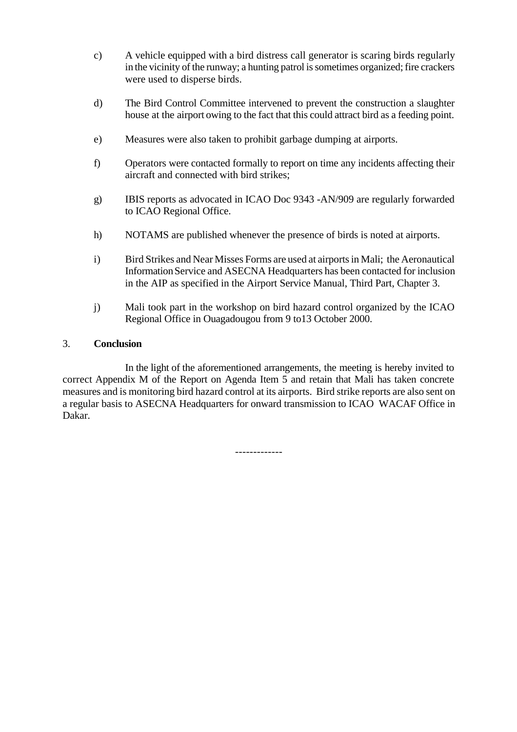c) A vehicle equipped with a bird distress call generator is scaring birds regularly in the vicinity of the runway; a hunting patrol is sometimes organized; fire crackers were used to disperse birds.

d) The Bird Control Committee intervened to prevent the construction a slaughter house at the airport owing to the fact that this could attract bird as a feeding point.

e) Measures were also taken to prohibit garbage dumping at airports.

f) Operators were contacted formally to report on time any incidents affecting their aircraft and connected with bird strikes;

g) IBIS reports as advocated in ICAO Doc 9343 -AN/909 are regularly forwarded to ICAO Regional Office.

h) NOTAMS are published whenever the presence of birds is noted at airports.

i) Bird Strikes and Near Misses Forms are used at airports in Mali; the Aeronautical Information Service and ASECNA Headquarters has been contacted for inclusion in the AIP as specified in the Airport Service Manual, Third Part, Chapter 3.

j) Mali took part in the workshop on bird hazard control organized by the ICAO Regional Office in Ouagadougou from 9 to13 October 2000.

3. **Conclusion**

In the light of the aforementioned arrangements, the meeting is hereby invited to correct Appendix M of the Report on Agenda Item 5 and retain that Mali has taken concrete measures and is monitoring bird hazard control at its airports. Bird strike reports are also sent on a regular basis to ASECNA Headquarters for onward transmission to ICAO WACAF Office in Dakar.

-------------